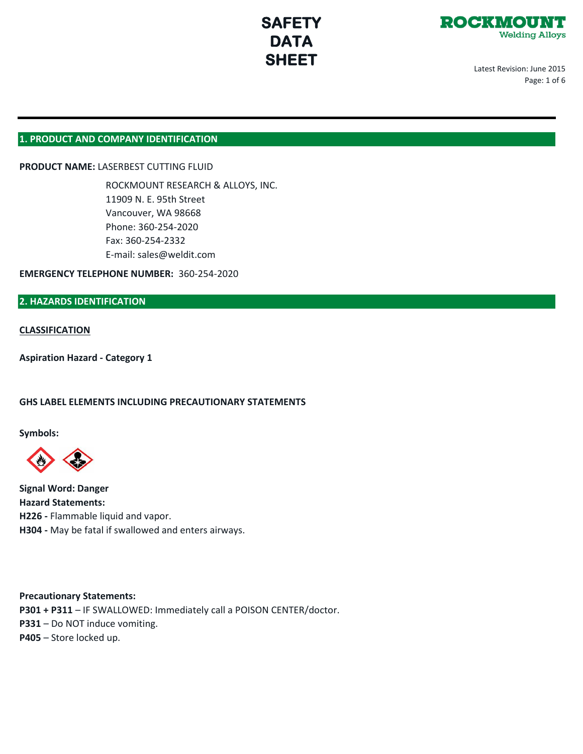# SAFETY DATA SHEET

ROCKMOUNT
Welding Alloys

Latest Revision: June 2015

## 1. PRODUCT AND COMPANY IDENTIFICATION

**PRODUCT NAME:** LASERBEST CUTTING FLUID

ROCKMOUNT RESEARCH & ALLOYS, INC.
11909 N. E. 95th Street
Vancouver, WA 98668
Phone: 360-254-2020
Fax: 360-254-2332
E-mail: sales@weldit.com

**EMERGENCY TELEPHONE NUMBER:** 360-254-2020

## 2. HAZARDS IDENTIFICATION

**CLASSIFICATION**

**Aspiration Hazard - Category 1**

**GHS LABEL ELEMENTS INCLUDING PRECAUTIONARY STATEMENTS**

**Symbols:**

**Signal Word: Danger**
**Hazard Statements:**
**H226 -** Flammable liquid and vapor.
**H304 -** May be fatal if swallowed and enters airways.

**Precautionary Statements:**
**P301 + P311** – IF SWALLOWED: Immediately call a POISON CENTER/doctor.
**P331** – Do NOT induce vomiting.
**P405** – Store locked up.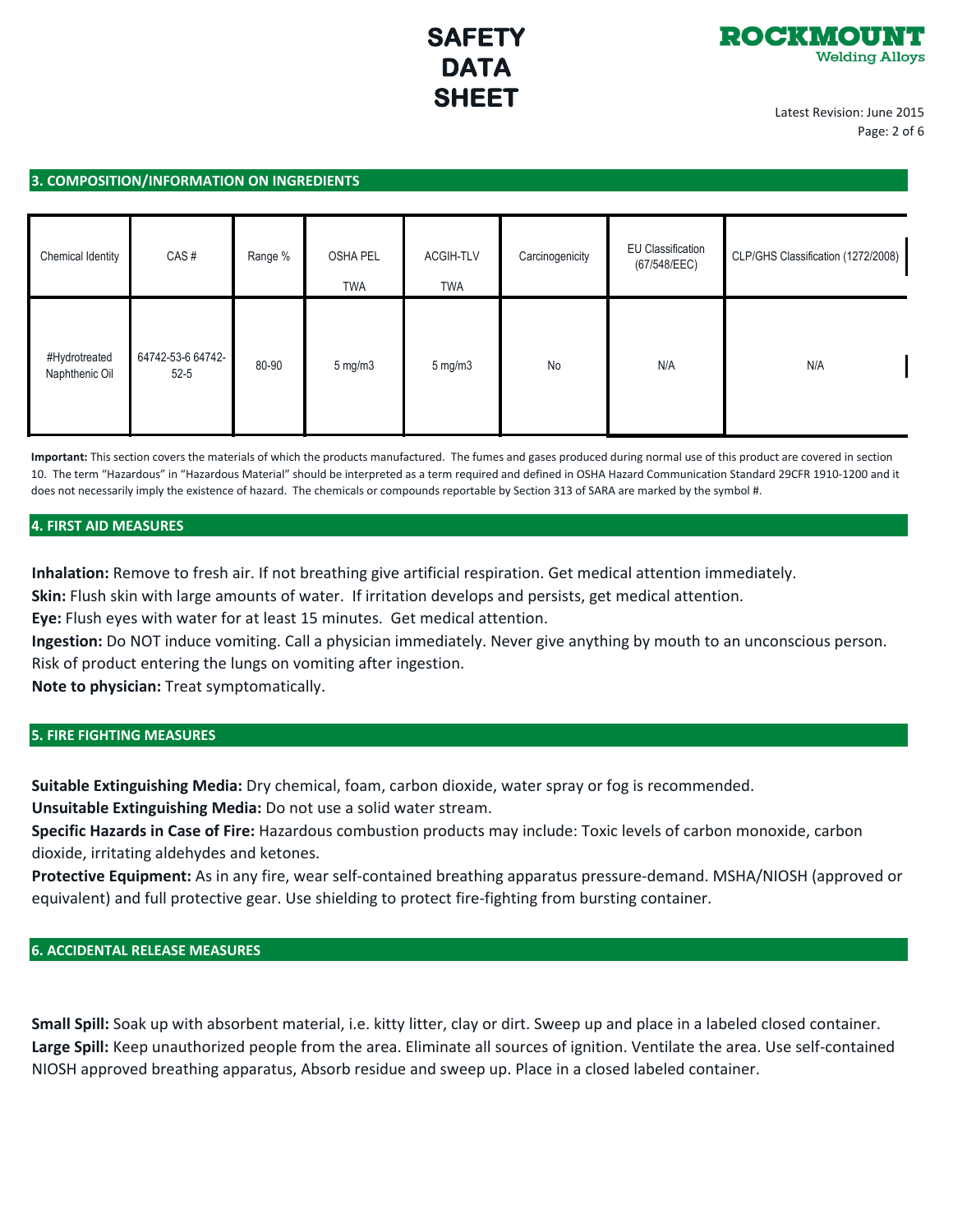## 3. COMPOSITION/INFORMATION ON INGREDIENTS

| Chemical Identity | CAS # | Range % | OSHA PEL TWA | ACGIH-TLV TWA | Carcinogenicity | EU Classification (67/548/EEC) | CLP/GHS Classification (1272/2008) |
|---|---|---|---|---|---|---|---|
| #Hydrotreated Naphthenic Oil | 64742-53-6 64742-52-5 | 80-90 | 5 mg/m3 | 5 mg/m3 | No | N/A | N/A |

**Important:** This section covers the materials of which the products manufactured. The fumes and gases produced during normal use of this product are covered in section 10. The term "Hazardous" in "Hazardous Material" should be interpreted as a term required and defined in OSHA Hazard Communication Standard 29CFR 1910-1200 and it does not necessarily imply the existence of hazard. The chemicals or compounds reportable by Section 313 of SARA are marked by the symbol #.

## 4. FIRST AID MEASURES

**Inhalation:** Remove to fresh air. If not breathing give artificial respiration. Get medical attention immediately.
**Skin:** Flush skin with large amounts of water. If irritation develops and persists, get medical attention.
**Eye:** Flush eyes with water for at least 15 minutes. Get medical attention.
**Ingestion:** Do NOT induce vomiting. Call a physician immediately. Never give anything by mouth to an unconscious person. Risk of product entering the lungs on vomiting after ingestion.
**Note to physician:** Treat symptomatically.

## 5. FIRE FIGHTING MEASURES

**Suitable Extinguishing Media:** Dry chemical, foam, carbon dioxide, water spray or fog is recommended.
**Unsuitable Extinguishing Media:** Do not use a solid water stream.
**Specific Hazards in Case of Fire:** Hazardous combustion products may include: Toxic levels of carbon monoxide, carbon dioxide, irritating aldehydes and ketones.
**Protective Equipment:** As in any fire, wear self-contained breathing apparatus pressure-demand. MSHA/NIOSH (approved or equivalent) and full protective gear. Use shielding to protect fire-fighting from bursting container.

## 6. ACCIDENTAL RELEASE MEASURES

**Small Spill:** Soak up with absorbent material, i.e. kitty litter, clay or dirt. Sweep up and place in a labeled closed container.
**Large Spill:** Keep unauthorized people from the area. Eliminate all sources of ignition. Ventilate the area. Use self-contained NIOSH approved breathing apparatus, Absorb residue and sweep up. Place in a closed labeled container.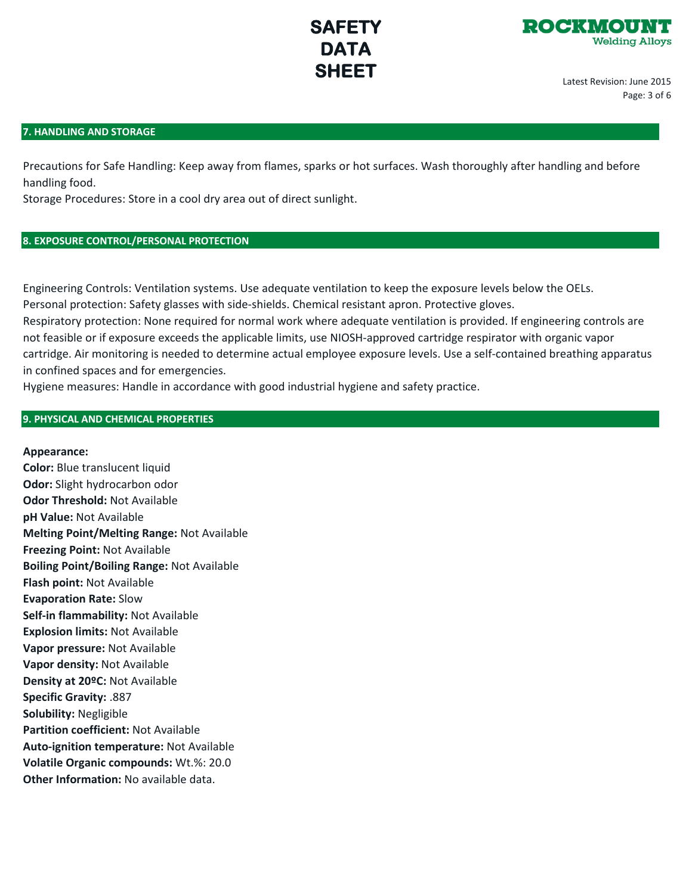## 7. HANDLING AND STORAGE

Precautions for Safe Handling: Keep away from flames, sparks or hot surfaces. Wash thoroughly after handling and before handling food.
Storage Procedures: Store in a cool dry area out of direct sunlight.

## 8. EXPOSURE CONTROL/PERSONAL PROTECTION

Engineering Controls: Ventilation systems. Use adequate ventilation to keep the exposure levels below the OELs.
Personal protection: Safety glasses with side-shields. Chemical resistant apron. Protective gloves.
Respiratory protection: None required for normal work where adequate ventilation is provided. If engineering controls are not feasible or if exposure exceeds the applicable limits, use NIOSH-approved cartridge respirator with organic vapor cartridge. Air monitoring is needed to determine actual employee exposure levels. Use a self-contained breathing apparatus in confined spaces and for emergencies.
Hygiene measures: Handle in accordance with good industrial hygiene and safety practice.

## 9. PHYSICAL AND CHEMICAL PROPERTIES

**Appearance:**
**Color:** Blue translucent liquid
**Odor:** Slight hydrocarbon odor
**Odor Threshold:** Not Available
**pH Value:** Not Available
**Melting Point/Melting Range:** Not Available
**Freezing Point:** Not Available
**Boiling Point/Boiling Range:** Not Available
**Flash point:** Not Available
**Evaporation Rate:** Slow
**Self-in flammability:** Not Available
**Explosion limits:** Not Available
**Vapor pressure:** Not Available
**Vapor density:** Not Available
**Density at 20ºC:** Not Available
**Specific Gravity:** .887
**Solubility:** Negligible
**Partition coefficient:** Not Available
**Auto-ignition temperature:** Not Available
**Volatile Organic compounds:** Wt.%: 20.0
**Other Information:** No available data.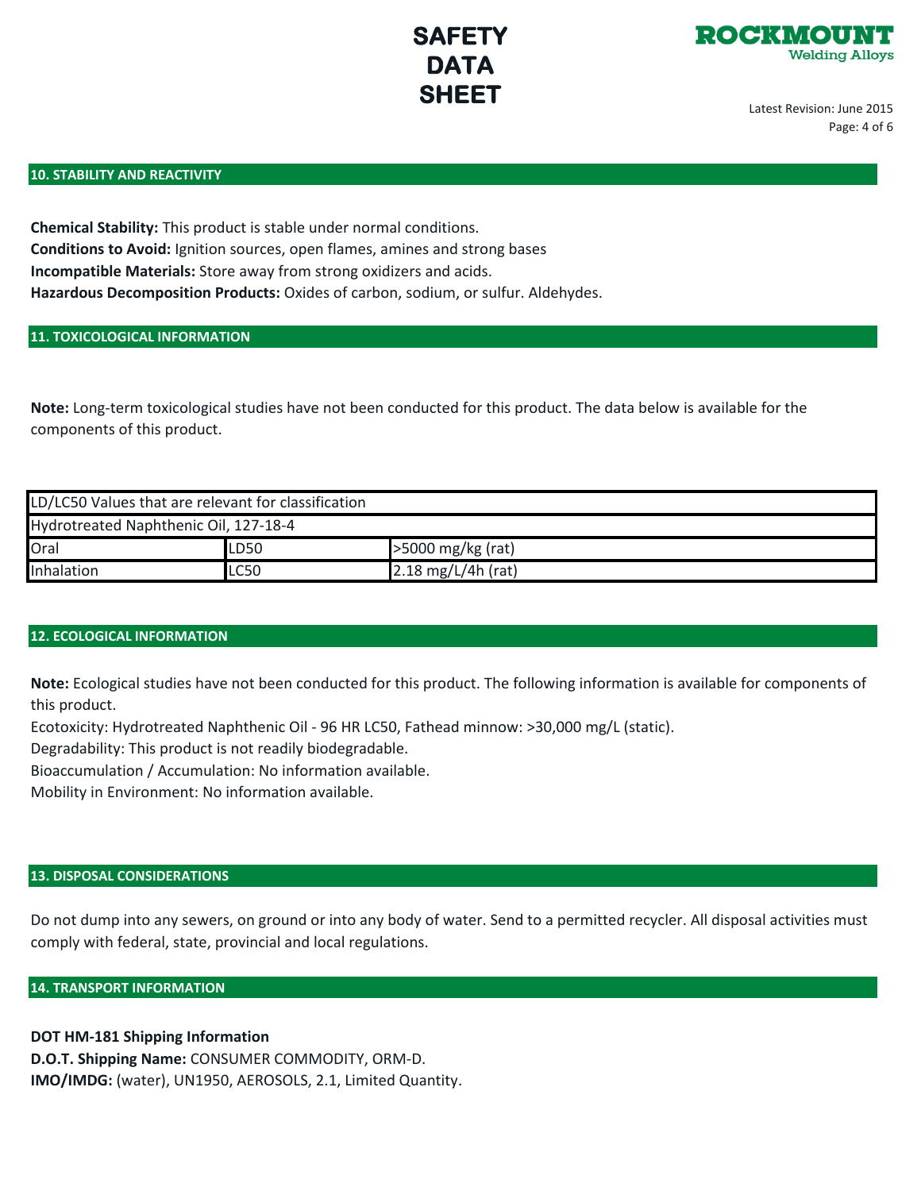## 10. STABILITY AND REACTIVITY

**Chemical Stability:** This product is stable under normal conditions.
**Conditions to Avoid:** Ignition sources, open flames, amines and strong bases
**Incompatible Materials:** Store away from strong oxidizers and acids.
**Hazardous Decomposition Products:** Oxides of carbon, sodium, or sulfur. Aldehydes.

## 11. TOXICOLOGICAL INFORMATION

**Note:** Long-term toxicological studies have not been conducted for this product. The data below is available for the components of this product.

| LD/LC50 Values that are relevant for classification | | |
|---|---|---|
| Hydrotreated Naphthenic Oil, 127-18-4 | | |
| Oral | LD50 | >5000 mg/kg (rat) |
| Inhalation | LC50 | 2.18 mg/L/4h (rat) |

## 12. ECOLOGICAL INFORMATION

**Note:** Ecological studies have not been conducted for this product. The following information is available for components of this product.
Ecotoxicity: Hydrotreated Naphthenic Oil - 96 HR LC50, Fathead minnow: >30,000 mg/L (static).
Degradability: This product is not readily biodegradable.
Bioaccumulation / Accumulation: No information available.
Mobility in Environment: No information available.

## 13. DISPOSAL CONSIDERATIONS

Do not dump into any sewers, on ground or into any body of water. Send to a permitted recycler. All disposal activities must comply with federal, state, provincial and local regulations.

## 14. TRANSPORT INFORMATION

**DOT HM-181 Shipping Information**
**D.O.T. Shipping Name:** CONSUMER COMMODITY, ORM-D.
**IMO/IMDG:** (water), UN1950, AEROSOLS, 2.1, Limited Quantity.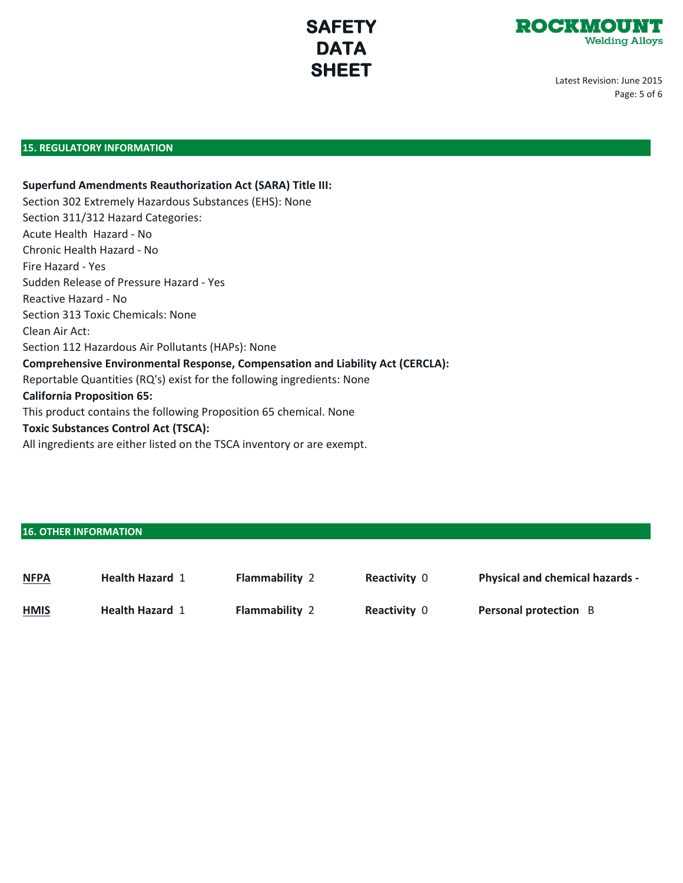## 15. REGULATORY INFORMATION

**Superfund Amendments Reauthorization Act (SARA) Title III:**
Section 302 Extremely Hazardous Substances (EHS): None
Section 311/312 Hazard Categories:
Acute Health Hazard - No
Chronic Health Hazard - No
Fire Hazard - Yes
Sudden Release of Pressure Hazard - Yes
Reactive Hazard - No
Section 313 Toxic Chemicals: None
Clean Air Act:
Section 112 Hazardous Air Pollutants (HAPs): None
**Comprehensive Environmental Response, Compensation and Liability Act (CERCLA):**
Reportable Quantities (RQ's) exist for the following ingredients: None
**California Proposition 65:**
This product contains the following Proposition 65 chemical. None
**Toxic Substances Control Act (TSCA):**
All ingredients are either listed on the TSCA inventory or are exempt.

## 16. OTHER INFORMATION

| | | | | |
|---|---|---|---|---|
| **NFPA** | **Health Hazard** 1 | **Flammability** 2 | **Reactivity** 0 | **Physical and chemical hazards** - |
| **HMIS** | **Health Hazard** 1 | **Flammability** 2 | **Reactivity** 0 | **Personal protection** B |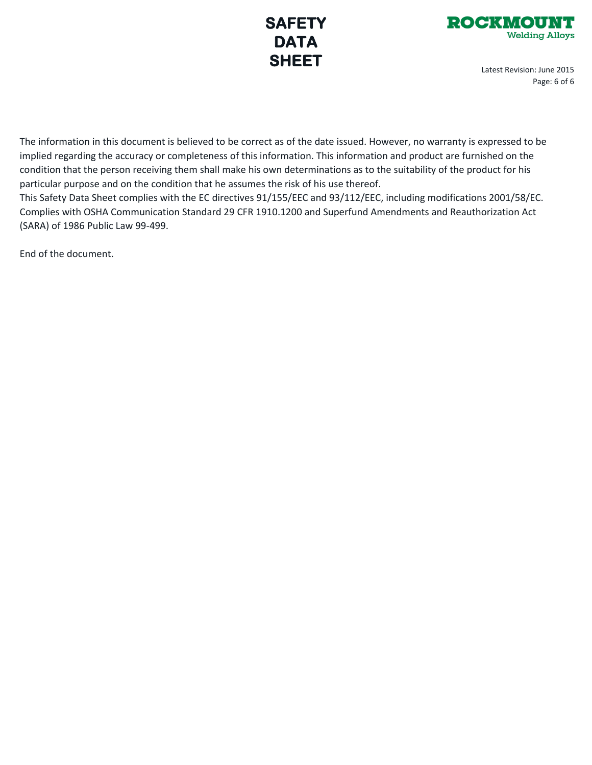The information in this document is believed to be correct as of the date issued. However, no warranty is expressed to be implied regarding the accuracy or completeness of this information. This information and product are furnished on the condition that the person receiving them shall make his own determinations as to the suitability of the product for his particular purpose and on the condition that he assumes the risk of his use thereof.
This Safety Data Sheet complies with the EC directives 91/155/EEC and 93/112/EEC, including modifications 2001/58/EC. Complies with OSHA Communication Standard 29 CFR 1910.1200 and Superfund Amendments and Reauthorization Act (SARA) of 1986 Public Law 99-499.

End of the document.